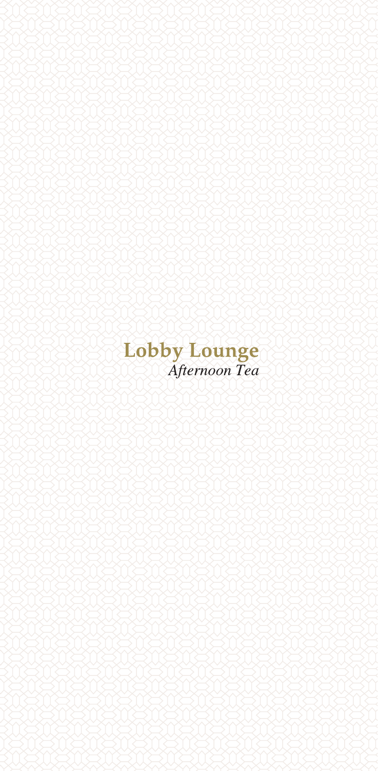# Lobby Lounge

*Afternoon Tea*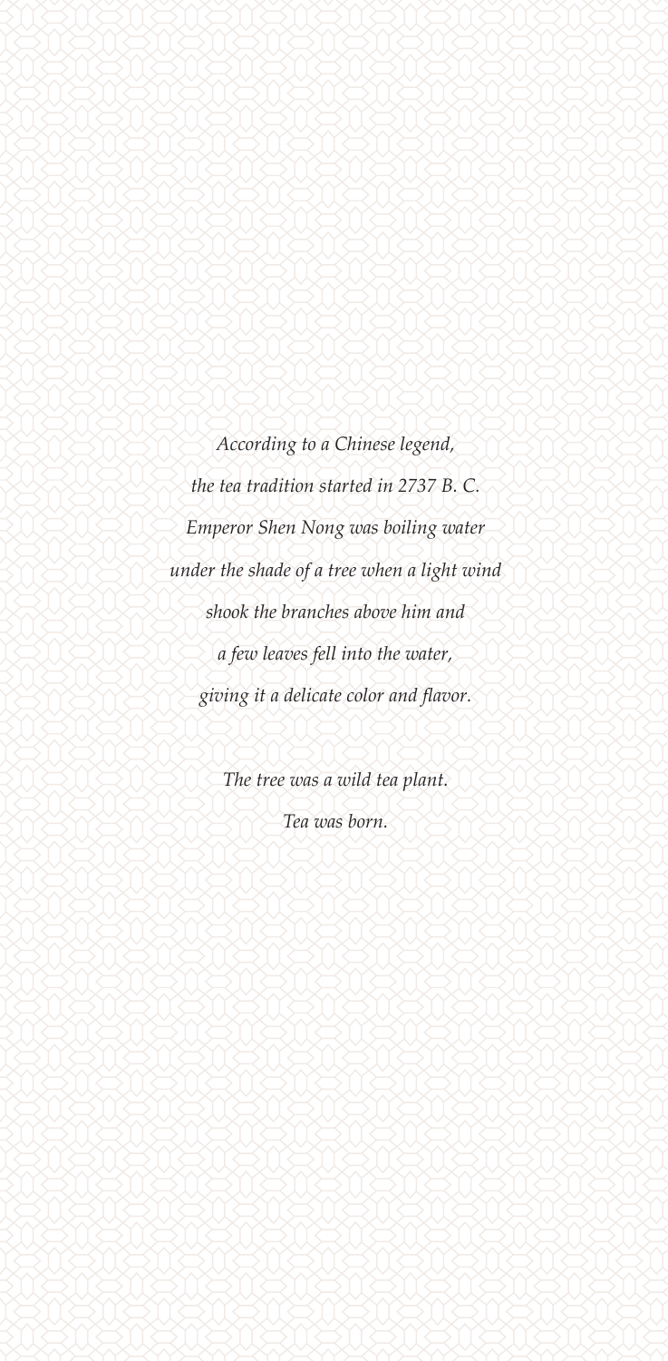*According to a Chinese legend,*
*the tea tradition started in 2737 B. C.*
*Emperor Shen Nong was boiling water*
*under the shade of a tree when a light wind*
*shook the branches above him and*
*a few leaves fell into the water,*
*giving it a delicate color and flavor.*

*The tree was a wild tea plant.*
*Tea was born.*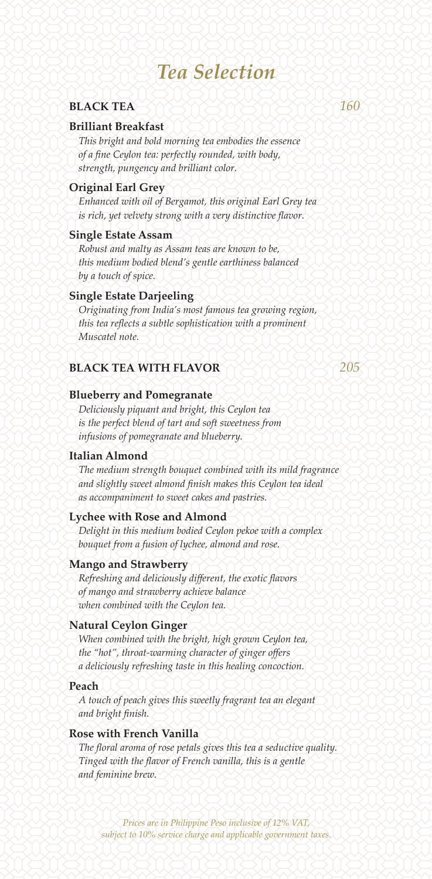# *Tea Selection*

## BLACK TEA *160*

**Brilliant Breakfast**

*This bright and bold morning tea embodies the essence of a fine Ceylon tea: perfectly rounded, with body, strength, pungency and brilliant color.*

**Original Earl Grey**

*Enhanced with oil of Bergamot, this original Earl Grey tea is rich, yet velvety strong with a very distinctive flavor.*

**Single Estate Assam**

*Robust and malty as Assam teas are known to be, this medium bodied blend's gentle earthiness balanced by a touch of spice.*

**Single Estate Darjeeling**

*Originating from India's most famous tea growing region, this tea reflects a subtle sophistication with a prominent Muscatel note.*

## BLACK TEA WITH FLAVOR *205*

**Blueberry and Pomegranate**

*Deliciously piquant and bright, this Ceylon tea is the perfect blend of tart and soft sweetness from infusions of pomegranate and blueberry.*

**Italian Almond**

*The medium strength bouquet combined with its mild fragrance and slightly sweet almond finish makes this Ceylon tea ideal as accompaniment to sweet cakes and pastries.*

**Lychee with Rose and Almond**

*Delight in this medium bodied Ceylon pekoe with a complex bouquet from a fusion of lychee, almond and rose.*

**Mango and Strawberry**

*Refreshing and deliciously different, the exotic flavors of mango and strawberry achieve balance when combined with the Ceylon tea.*

**Natural Ceylon Ginger**

*When combined with the bright, high grown Ceylon tea, the "hot", throat-warming character of ginger offers a deliciously refreshing taste in this healing concoction.*

**Peach**

*A touch of peach gives this sweetly fragrant tea an elegant and bright finish.*

**Rose with French Vanilla**

*The floral aroma of rose petals gives this tea a seductive quality. Tinged with the flavor of French vanilla, this is a gentle and feminine brew.*

*Prices are in Philippine Peso inclusive of 12% VAT, subject to 10% service charge and applicable government taxes.*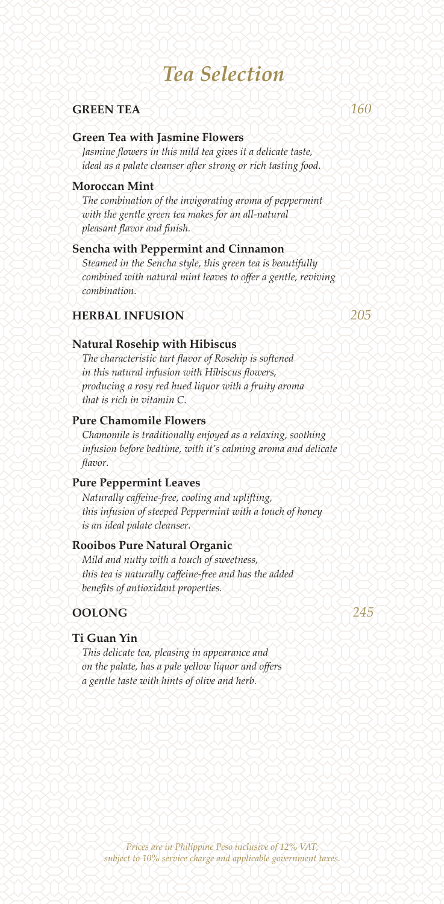# *Tea Selection*

## GREEN TEA *160*

**Green Tea with Jasmine Flowers**

*Jasmine flowers in this mild tea gives it a delicate taste, ideal as a palate cleanser after strong or rich tasting food.*

**Moroccan Mint**

*The combination of the invigorating aroma of peppermint with the gentle green tea makes for an all-natural pleasant flavor and finish.*

**Sencha with Peppermint and Cinnamon**

*Steamed in the Sencha style, this green tea is beautifully combined with natural mint leaves to offer a gentle, reviving combination.*

## HERBAL INFUSION *205*

**Natural Rosehip with Hibiscus**

*The characteristic tart flavor of Rosehip is softened in this natural infusion with Hibiscus flowers, producing a rosy red hued liquor with a fruity aroma that is rich in vitamin C.*

**Pure Chamomile Flowers**

*Chamomile is traditionally enjoyed as a relaxing, soothing infusion before bedtime, with it's calming aroma and delicate flavor.*

**Pure Peppermint Leaves**

*Naturally caffeine-free, cooling and uplifting, this infusion of steeped Peppermint with a touch of honey is an ideal palate cleanser.*

**Rooibos Pure Natural Organic**

*Mild and nutty with a touch of sweetness, this tea is naturally caffeine-free and has the added benefits of antioxidant properties.*

## OOLONG *245*

**Ti Guan Yin**

*This delicate tea, pleasing in appearance and on the palate, has a pale yellow liquor and offers a gentle taste with hints of olive and herb.*

*Prices are in Philippine Peso inclusive of 12% VAT, subject to 10% service charge and applicable government taxes.*